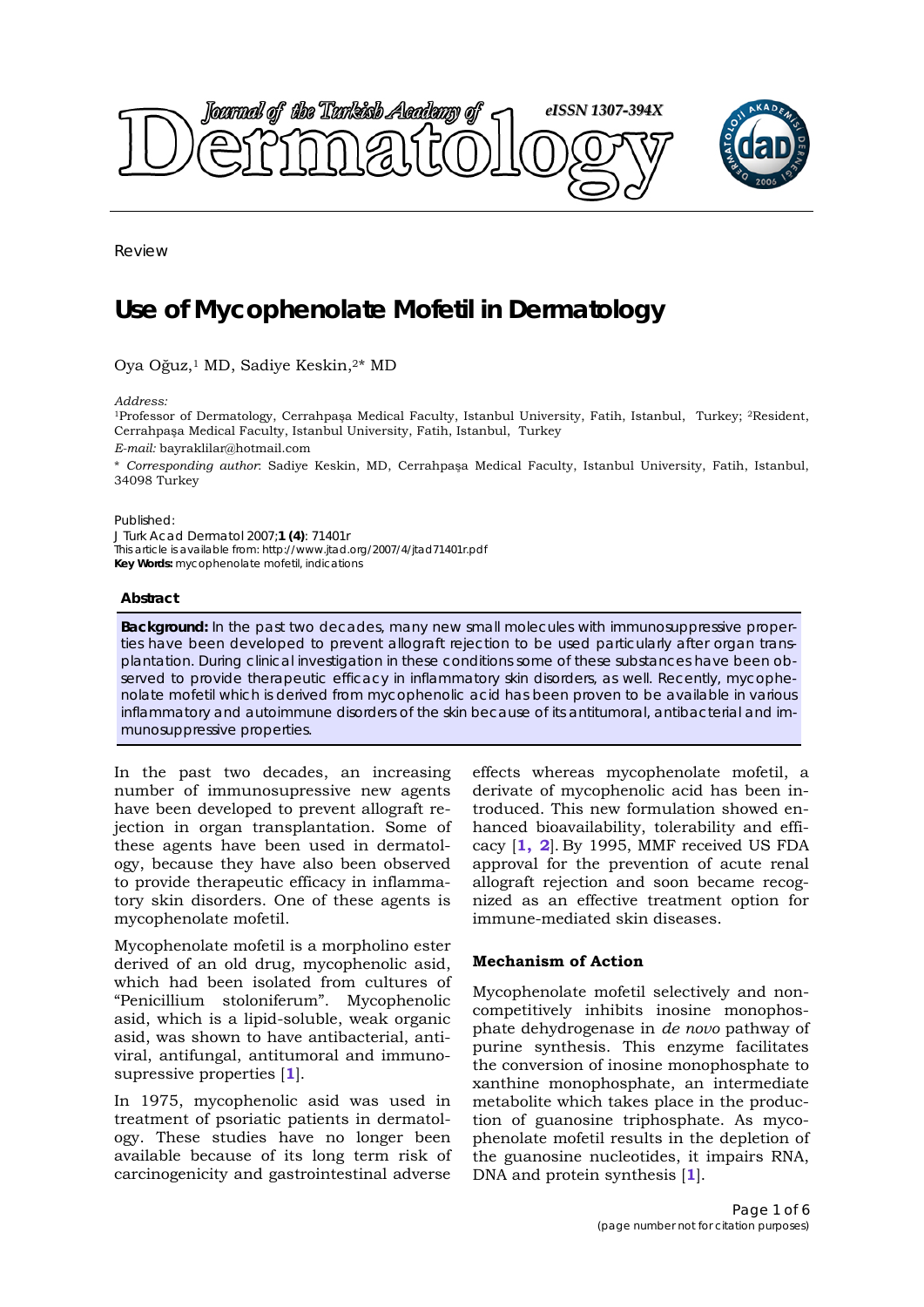Review

# Use of Mycophenolate Mofetil in Dermatology

Oya Oğuz,[1] MD, Sadiye Keskin,[2]* MD

*Address:*
[1]Professor of Dermatology, Cerrahpaşa Medical Faculty, Istanbul University, Fatih, Istanbul, Turkey; [2]Resident, Cerrahpaşa Medical Faculty, Istanbul University, Fatih, Istanbul, Turkey

*E-mail:* bayraklilar@hotmail.com

* *Corresponding author*: Sadiye Keskin, MD, Cerrahpaşa Medical Faculty, Istanbul University, Fatih, Istanbul, 34098 Turkey

Published:
J Turk Acad Dermatol 2007;**1 (4)**: 71401r
This article is available from: http://www.jtad.org/2007/4/jtad71401r.pdf
**Key Words:** mycophenolate mofetil, indications

## Abstract

**Background:** In the past two decades, many new small molecules with immunosuppressive properties have been developed to prevent allograft rejection to be used particularly after organ transplantation. During clinical investigation in these conditions some of these substances have been observed to provide therapeutic efficacy in inflammatory skin disorders, as well. Recently, mycophenolate mofetil which is derived from mycophenolic acid has been proven to be available in various inflammatory and autoimmune disorders of the skin because of its antitumoral, antibacterial and immunosuppressive properties.

In the past two decades, an increasing number of immunosupressive new agents have been developed to prevent allograft rejection in organ transplantation. Some of these agents have been used in dermatology, because they have also been observed to provide therapeutic efficacy in inflammatory skin disorders. One of these agents is mycophenolate mofetil.

Mycophenolate mofetil is a morpholino ester derived of an old drug, mycophenolic asid, which had been isolated from cultures of "Penicillium stoloniferum". Mycophenolic asid, which is a lipid-soluble, weak organic asid, was shown to have antibacterial, antiviral, antifungal, antitumoral and immunosupressive properties [1].

In 1975, mycophenolic asid was used in treatment of psoriatic patients in dermatology. These studies have no longer been available because of its long term risk of carcinogenicity and gastrointestinal adverse effects whereas mycophenolate mofetil, a derivate of mycophenolic acid has been introduced. This new formulation showed enhanced bioavailability, tolerability and efficacy [1, 2]. By 1995, MMF received US FDA approval for the prevention of acute renal allograft rejection and soon became recognized as an effective treatment option for immune-mediated skin diseases.

### Mechanism of Action

Mycophenolate mofetil selectively and noncompetitively inhibits inosine monophosphate dehydrogenase in *de novo* pathway of purine synthesis. This enzyme facilitates the conversion of inosine monophosphate to xanthine monophosphate, an intermediate metabolite which takes place in the production of guanosine triphosphate. As mycophenolate mofetil results in the depletion of the guanosine nucleotides, it impairs RNA, DNA and protein synthesis [1].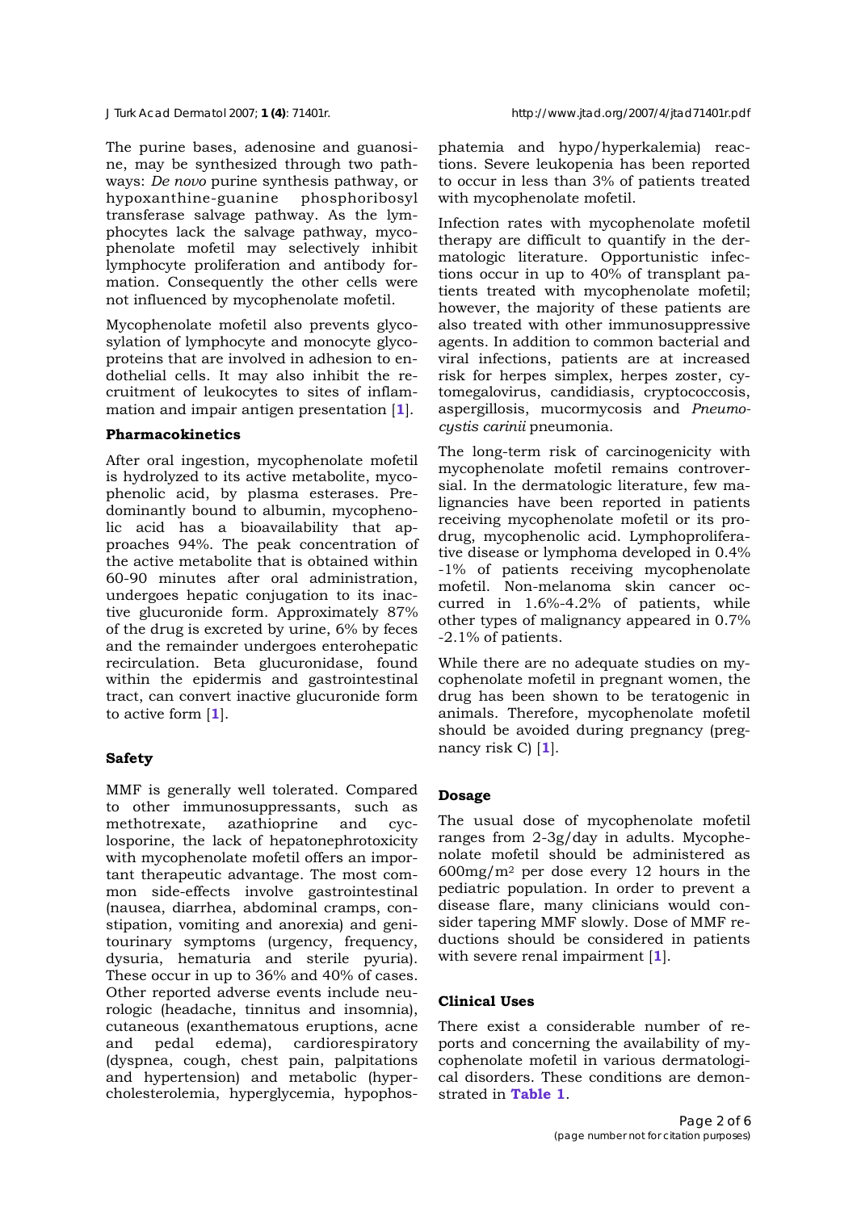The purine bases, adenosine and guanosine, may be synthesized through two pathways: *De novo* purine synthesis pathway, or hypoxanthine-guanine phosphoribosyl transferase salvage pathway. As the lymphocytes lack the salvage pathway, mycophenolate mofetil may selectively inhibit lymphocyte proliferation and antibody formation. Consequently the other cells were not influenced by mycophenolate mofetil.

Mycophenolate mofetil also prevents glycosylation of lymphocyte and monocyte glycoproteins that are involved in adhesion to endothelial cells. It may also inhibit the recruitment of leukocytes to sites of inflammation and impair antigen presentation [1].

**Pharmacokinetics**

After oral ingestion, mycophenolate mofetil is hydrolyzed to its active metabolite, mycophenolic acid, by plasma esterases. Predominantly bound to albumin, mycophenolic acid has a bioavailability that approaches 94%. The peak concentration of the active metabolite that is obtained within 60-90 minutes after oral administration, undergoes hepatic conjugation to its inactive glucuronide form. Approximately 87% of the drug is excreted by urine, 6% by feces and the remainder undergoes enterohepatic recirculation. Beta glucuronidase, found within the epidermis and gastrointestinal tract, can convert inactive glucuronide form to active form [1].

**Safety**

MMF is generally well tolerated. Compared to other immunosuppressants, such as methotrexate, azathioprine and cyclosporine, the lack of hepatonephrotoxicity with mycophenolate mofetil offers an important therapeutic advantage. The most common side-effects involve gastrointestinal (nausea, diarrhea, abdominal cramps, constipation, vomiting and anorexia) and genitourinary symptoms (urgency, frequency, dysuria, hematuria and sterile pyuria). These occur in up to 36% and 40% of cases. Other reported adverse events include neurologic (headache, tinnitus and insomnia), cutaneous (exanthematous eruptions, acne and pedal edema), cardiorespiratory (dyspnea, cough, chest pain, palpitations and hypertension) and metabolic (hypercholesterolemia, hyperglycemia, hypophosphatemia and hypo/hyperkalemia) reactions. Severe leukopenia has been reported to occur in less than 3% of patients treated with mycophenolate mofetil.

Infection rates with mycophenolate mofetil therapy are difficult to quantify in the dermatologic literature. Opportunistic infections occur in up to 40% of transplant patients treated with mycophenolate mofetil; however, the majority of these patients are also treated with other immunosuppressive agents. In addition to common bacterial and viral infections, patients are at increased risk for herpes simplex, herpes zoster, cytomegalovirus, candidiasis, cryptococcosis, aspergillosis, mucormycosis and *Pneumocystis carinii* pneumonia.

The long-term risk of carcinogenicity with mycophenolate mofetil remains controversial. In the dermatologic literature, few malignancies have been reported in patients receiving mycophenolate mofetil or its prodrug, mycophenolic acid. Lymphoproliferative disease or lymphoma developed in 0.4% -1% of patients receiving mycophenolate mofetil. Non-melanoma skin cancer occurred in 1.6%-4.2% of patients, while other types of malignancy appeared in 0.7% -2.1% of patients.

While there are no adequate studies on mycophenolate mofetil in pregnant women, the drug has been shown to be teratogenic in animals. Therefore, mycophenolate mofetil should be avoided during pregnancy (pregnancy risk C) [1].

**Dosage**

The usual dose of mycophenolate mofetil ranges from 2-3g/day in adults. Mycophenolate mofetil should be administered as $600 mg/m^2$ per dose every 12 hours in the pediatric population. In order to prevent a disease flare, many clinicians would consider tapering MMF slowly. Dose of MMF reductions should be considered in patients with severe renal impairment [1].

**Clinical Uses**

There exist a considerable number of reports and concerning the availability of mycophenolate mofetil in various dermatological disorders. These conditions are demonstrated in **Table 1**.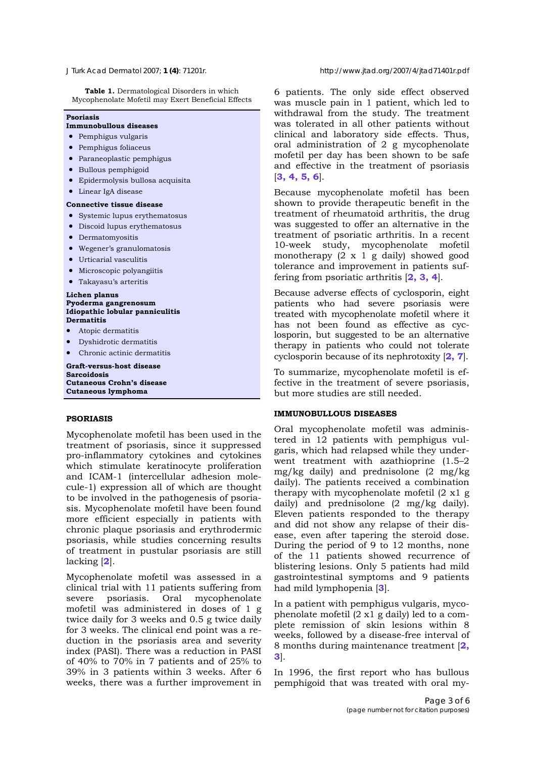**Table 1.** Dermatological Disorders in which Mycophenolate Mofetil may Exert Beneficial Effects

**Psoriasis**

**Immunobullous diseases**

- Pemphigus vulgaris
- Pemphigus foliaceus
- Paraneoplastic pemphigus
- Bullous pemphigoid
- Epidermolysis bullosa acquisita
- Linear IgA disease

**Connective tissue disease**

- Systemic lupus erythematosus
- Discoid lupus erythematosus
- Dermatomyositis
- Wegener's granulomatosis
- Urticarial vasculitis
- Microscopic polyangiitis
- Takayasu's arteritis

**Lichen planus**

**Pyoderma gangrenosum**

**Idiopathic lobular panniculitis**

**Dermatitis**

- Atopic dermatitis
- Dyshidrotic dermatitis
- Chronic actinic dermatitis

**Graft-versus-host disease**

**Sarcoidosis**

**Cutaneous Crohn's disease**

**Cutaneous lymphoma**

## PSORIASIS

Mycophenolate mofetil has been used in the treatment of psoriasis, since it suppressed pro-inflammatory cytokines and cytokines which stimulate keratinocyte proliferation and ICAM-1 (intercellular adhesion molecule-1) expression all of which are thought to be involved in the pathogenesis of psoriasis. Mycophenolate mofetil have been found more efficient especially in patients with chronic plaque psoriasis and erythrodermic psoriasis, while studies concerning results of treatment in pustular psoriasis are still lacking [2].

Mycophenolate mofetil was assessed in a clinical trial with 11 patients suffering from severe psoriasis. Oral mycophenolate mofetil was administered in doses of 1 g twice daily for 3 weeks and 0.5 g twice daily for 3 weeks. The clinical end point was a reduction in the psoriasis area and severity index (PASI). There was a reduction in PASI of 40% to 70% in 7 patients and of 25% to 39% in 3 patients within 3 weeks. After 6 weeks, there was a further improvement in 6 patients. The only side effect observed was muscle pain in 1 patient, which led to withdrawal from the study. The treatment was tolerated in all other patients without clinical and laboratory side effects. Thus, oral administration of 2 g mycophenolate mofetil per day has been shown to be safe and effective in the treatment of psoriasis [3, 4, 5, 6].

Because mycophenolate mofetil has been shown to provide therapeutic benefit in the treatment of rheumatoid arthritis, the drug was suggested to offer an alternative in the treatment of psoriatic arthritis. In a recent 10-week study, mycophenolate mofetil monotherapy (2 x 1 g daily) showed good tolerance and improvement in patients suffering from psoriatic arthritis [2, 3, 4].

Because adverse effects of cyclosporin, eight patients who had severe psoriasis were treated with mycophenolate mofetil where it has not been found as effective as cyclosporin, but suggested to be an alternative therapy in patients who could not tolerate cyclosporin because of its nephrotoxity [2, 7].

To summarize, mycophenolate mofetil is effective in the treatment of severe psoriasis, but more studies are still needed.

## IMMUNOBULLOUS DISEASES

Oral mycophenolate mofetil was administered in 12 patients with pemphigus vulgaris, which had relapsed while they underwent treatment with azathioprine (1.5–2 mg/kg daily) and prednisolone (2 mg/kg daily). The patients received a combination therapy with mycophenolate mofetil (2 x1 g daily) and prednisolone (2 mg/kg daily). Eleven patients responded to the therapy and did not show any relapse of their disease, even after tapering the steroid dose. During the period of 9 to 12 months, none of the 11 patients showed recurrence of blistering lesions. Only 5 patients had mild gastrointestinal symptoms and 9 patients had mild lymphopenia [3].

In a patient with pemphigus vulgaris, mycophenolate mofetil (2 x1 g daily) led to a complete remission of skin lesions within 8 weeks, followed by a disease-free interval of 8 months during maintenance treatment [2, 3].

In 1996, the first report who has bullous pemphigoid that was treated with oral my-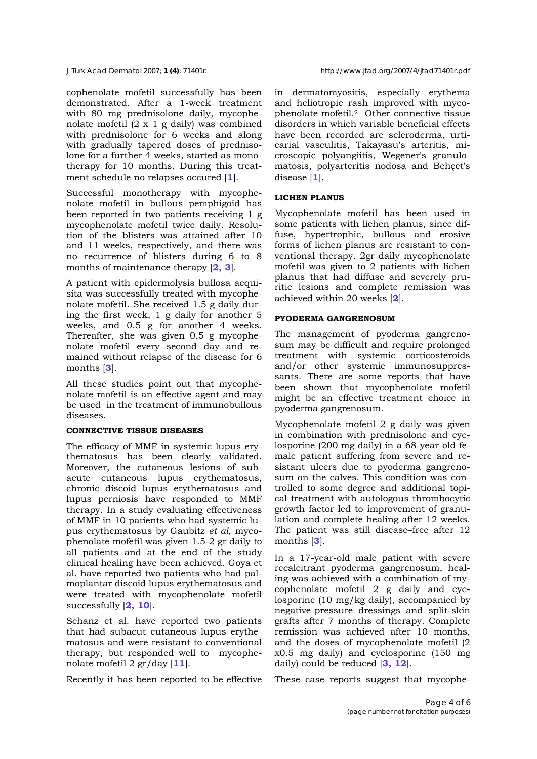cophenolate mofetil successfully has been demonstrated. After a 1-week treatment with 80 mg prednisolone daily, mycophenolate mofetil (2 x 1 g daily) was combined with prednisolone for 6 weeks and along with gradually tapered doses of prednisolone for a further 4 weeks, started as monotherapy for 10 months. During this treatment schedule no relapses occured [1].

Successful monotherapy with mycophenolate mofetil in bullous pemphigoid has been reported in two patients receiving 1 g mycophenolate mofetil twice daily. Resolution of the blisters was attained after 10 and 11 weeks, respectively, and there was no recurrence of blisters during 6 to 8 months of maintenance therapy [2, 3].

A patient with epidermolysis bullosa acquisita was successfully treated with mycophenolate mofetil. She received 1.5 g daily during the first week, 1 g daily for another 5 weeks, and 0.5 g for another 4 weeks. Thereafter, she was given 0.5 g mycophenolate mofetil every second day and remained without relapse of the disease for 6 months [3].

All these studies point out that mycophenolate mofetil is an effective agent and may be used in the treatment of immunobullous diseases.

### CONNECTIVE TISSUE DISEASES

The efficacy of MMF in systemic lupus erythematosus has been clearly validated. Moreover, the cutaneous lesions of subacute cutaneous lupus erythematosus, chronic discoid lupus erythematosus and lupus perniosis have responded to MMF therapy. In a study evaluating effectiveness of MMF in 10 patients who had systemic lupus erythematosus by Gaubitz *et al*, mycophenolate mofetil was given 1.5-2 gr daily to all patients and at the end of the study clinical healing have been achieved. Goya et al. have reported two patients who had palmoplantar discoid lupus erythematosus and were treated with mycophenolate mofetil successfully [2, 10].

Schanz et al. have reported two patients that had subacut cutaneous lupus erythematosus and were resistant to conventional therapy, but responded well to mycophenolate mofetil 2 gr/day [11].

Recently it has been reported to be effective in dermatomyositis, especially erythema and heliotropic rash improved with mycophenolate mofetil.[2] Other connective tissue disorders in which variable beneficial effects have been recorded are scleroderma, urticarial vasculitis, Takayasu's arteritis, microscopic polyangiitis, Wegener's granulomatosis, polyarteritis nodosa and Behçet's disease [1].

### LICHEN PLANUS

Mycophenolate mofetil has been used in some patients with lichen planus, since diffuse, hypertrophic, bullous and erosive forms of lichen planus are resistant to conventional therapy. 2gr daily mycophenolate mofetil was given to 2 patients with lichen planus that had diffuse and severely pruritic lesions and complete remission was achieved within 20 weeks [2].

### PYODERMA GANGRENOSUM

The management of pyoderma gangrenosum may be difficult and require prolonged treatment with systemic corticosteroids and/or other systemic immunosuppressants. There are some reports that have been shown that mycophenolate mofetil might be an effective treatment choice in pyoderma gangrenosum.

Mycophenolate mofetil 2 g daily was given in combination with prednisolone and cyclosporine (200 mg daily) in a 68-year-old female patient suffering from severe and resistant ulcers due to pyoderma gangrenosum on the calves. This condition was controlled to some degree and additional topical treatment with autologous thrombocytic growth factor led to improvement of granulation and complete healing after 12 weeks. The patient was still disease–free after 12 months [3].

In a 17-year-old male patient with severe recalcitrant pyoderma gangrenosum, healing was achieved with a combination of mycophenolate mofetil 2 g daily and cyclosporine (10 mg/kg daily), accompanied by negative-pressure dressings and split-skin grafts after 7 months of therapy. Complete remission was achieved after 10 months, and the doses of mycophenolate mofetil (2 x0.5 mg daily) and cyclosporine (150 mg daily) could be reduced [3, 12].

These case reports suggest that mycophe-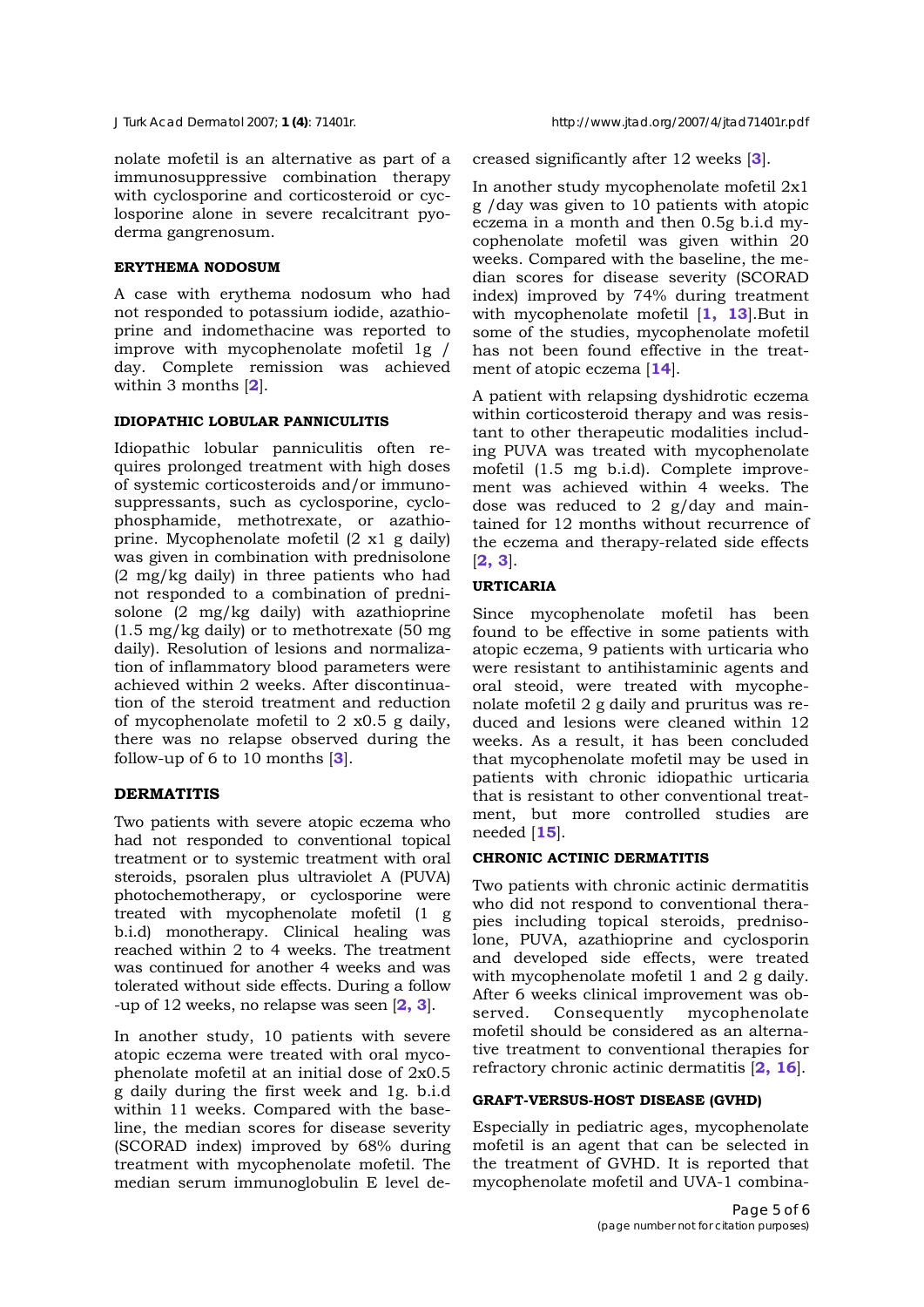nolate mofetil is an alternative as part of a immunosuppressive combination therapy with cyclosporine and corticosteroid or cyclosporine alone in severe recalcitrant pyoderma gangrenosum.

### ERYTHEMA NODOSUM

A case with erythema nodosum who had not responded to potassium iodide, azathioprine and indomethacine was reported to improve with mycophenolate mofetil 1g / day. Complete remission was achieved within 3 months [2].

### IDIOPATHIC LOBULAR PANNICULITIS

Idiopathic lobular panniculitis often requires prolonged treatment with high doses of systemic corticosteroids and/or immunosuppressants, such as cyclosporine, cyclophosphamide, methotrexate, or azathioprine. Mycophenolate mofetil (2 x1 g daily) was given in combination with prednisolone (2 mg/kg daily) in three patients who had not responded to a combination of prednisolone (2 mg/kg daily) with azathioprine (1.5 mg/kg daily) or to methotrexate (50 mg daily). Resolution of lesions and normalization of inflammatory blood parameters were achieved within 2 weeks. After discontinuation of the steroid treatment and reduction of mycophenolate mofetil to 2 x0.5 g daily, there was no relapse observed during the follow-up of 6 to 10 months [3].

### DERMATITIS

Two patients with severe atopic eczema who had not responded to conventional topical treatment or to systemic treatment with oral steroids, psoralen plus ultraviolet A (PUVA) photochemotherapy, or cyclosporine were treated with mycophenolate mofetil (1 g b.i.d) monotherapy. Clinical healing was reached within 2 to 4 weeks. The treatment was continued for another 4 weeks and was tolerated without side effects. During a follow -up of 12 weeks, no relapse was seen [2, 3].

In another study, 10 patients with severe atopic eczema were treated with oral mycophenolate mofetil at an initial dose of 2x0.5 g daily during the first week and 1g. b.i.d within 11 weeks. Compared with the baseline, the median scores for disease severity (SCORAD index) improved by 68% during treatment with mycophenolate mofetil. The median serum immunoglobulin E level decreased significantly after 12 weeks [3].

In another study mycophenolate mofetil 2x1 g /day was given to 10 patients with atopic eczema in a month and then 0.5g b.i.d mycophenolate mofetil was given within 20 weeks. Compared with the baseline, the median scores for disease severity (SCORAD index) improved by 74% during treatment with mycophenolate mofetil [1, 13].But in some of the studies, mycophenolate mofetil has not been found effective in the treatment of atopic eczema [14].

A patient with relapsing dyshidrotic eczema within corticosteroid therapy and was resistant to other therapeutic modalities including PUVA was treated with mycophenolate mofetil (1.5 mg b.i.d). Complete improvement was achieved within 4 weeks. The dose was reduced to 2 g/day and maintained for 12 months without recurrence of the eczema and therapy-related side effects [2, 3].

### URTICARIA

Since mycophenolate mofetil has been found to be effective in some patients with atopic eczema, 9 patients with urticaria who were resistant to antihistaminic agents and oral steoid, were treated with mycophenolate mofetil 2 g daily and pruritus was reduced and lesions were cleaned within 12 weeks. As a result, it has been concluded that mycophenolate mofetil may be used in patients with chronic idiopathic urticaria that is resistant to other conventional treatment, but more controlled studies are needed [15].

### CHRONIC ACTINIC DERMATITIS

Two patients with chronic actinic dermatitis who did not respond to conventional therapies including topical steroids, prednisolone, PUVA, azathioprine and cyclosporin and developed side effects, were treated with mycophenolate mofetil 1 and 2 g daily. After 6 weeks clinical improvement was observed. Consequently mycophenolate mofetil should be considered as an alternative treatment to conventional therapies for refractory chronic actinic dermatitis [2, 16].

### GRAFT-VERSUS-HOST DISEASE (GVHD)

Especially in pediatric ages, mycophenolate mofetil is an agent that can be selected in the treatment of GVHD. It is reported that mycophenolate mofetil and UVA-1 combina-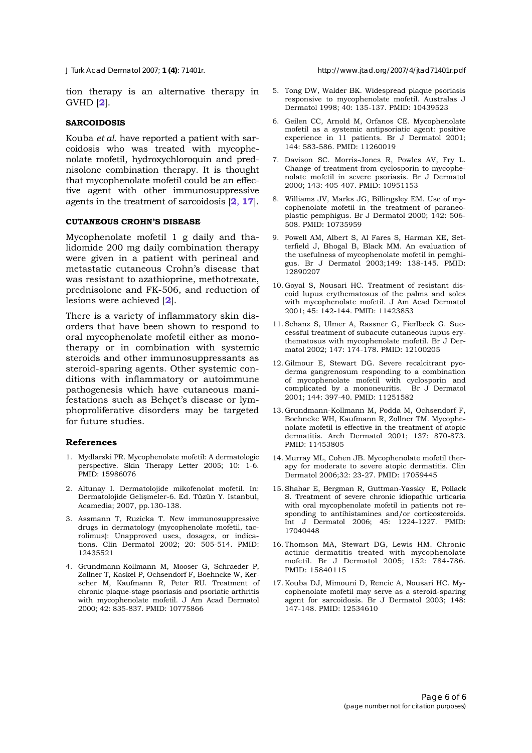tion therapy is an alternative therapy in GVHD [2].

### SARCOIDOSIS

Kouba *et al*. have reported a patient with sarcoidosis who was treated with mycophenolate mofetil, hydroxychloroquin and prednisolone combination therapy. It is thought that mycophenolate mofetil could be an effective agent with other immunosuppressive agents in the treatment of sarcoidosis [2, 17].

### CUTANEOUS CROHN'S DISEASE

Mycophenolate mofetil 1 g daily and thalidomide 200 mg daily combination therapy were given in a patient with perineal and metastatic cutaneous Crohn's disease that was resistant to azathioprine, methotrexate, prednisolone and FK-506, and reduction of lesions were achieved [2].

There is a variety of inflammatory skin disorders that have been shown to respond to oral mycophenolate mofetil either as monotherapy or in combination with systemic steroids and other immunosuppressants as steroid-sparing agents. Other such conditions with inflammatory or autoimmune pathogenesis which have cutaneous manifestations such as Behçet's disease or lymphoproliferative disorders may be targeted for future studies.

## References

1. Mydlarski PR. Mycophenolate mofetil: A dermatologic perspective. Skin Therapy Letter 2005; 10: 1-6. PMID: 15986076
2. Altunay I. Dermatolojide mikofenolat mofetil. In: Dermatolojide Gelişmeler-6. Ed. Tüzün Y. Istanbul, Acamedia; 2007, pp.130-138.
3. Assmann T, Ruzicka T. New immunosuppressive drugs in dermatology (mycophenolate mofetil, tacrolimus): Unapproved uses, dosages, or indications. Clin Dermatol 2002; 20: 505-514. PMID: 12435521
4. Grundmann-Kollmann M, Mooser G, Schraeder P, Zollner T, Kaskel P, Ochsendorf F, Boehncke W, Kerscher M, Kaufmann R, Peter RU. Treatment of chronic plaque-stage psoriasis and psoriatic arthritis with mycophenolate mofetil. J Am Acad Dermatol 2000; 42: 835-837. PMID: 10775866
5. Tong DW, Walder BK. Widespread plaque psoriasis responsive to mycophenolate mofetil. Australas J Dermatol 1998; 40: 135-137. PMID: 10439523
6. Geilen CC, Arnold M, Orfanos CE. Mycophenolate mofetil as a systemic antipsoriatic agent: positive experience in 11 patients. Br J Dermatol 2001; 144: 583-586. PMID: 11260019
7. Davison SC. Morris-Jones R, Powles AV, Fry L. Change of treatment from cyclosporin to mycophenolate mofetil in severe psoriasis. Br J Dermatol 2000; 143: 405-407. PMID: 10951153
8. Williams JV, Marks JG, Billingsley EM. Use of mycophenolate mofetil in the treatment of paraneoplastic pemphigus. Br J Dermatol 2000; 142: 506-508. PMID: 10735959
9. Powell AM, Albert S, Al Fares S, Harman KE, Setterfield J, Bhogal B, Black MM. An evaluation of the usefulness of mycophenolate mofetil in pemphigus. Br J Dermatol 2003;149: 138-145. PMID: 12890207
10. Goyal S, Nousari HC. Treatment of resistant discoid lupus erythematosus of the palms and soles with mycophenolate mofetil. J Am Acad Dermatol 2001; 45: 142-144. PMID: 11423853
11. Schanz S, Ulmer A, Rassner G, Fierlbeck G. Successful treatment of subacute cutaneous lupus erythematosus with mycophenolate mofetil. Br J Dermatol 2002; 147: 174-178. PMID: 12100205
12. Gilmour E, Stewart DG. Severe recalcitrant pyoderma gangrenosum responding to a combination of mycophenolate mofetil with cyclosporin and complicated by a mononeuritis. Br J Dermatol 2001; 144: 397-40. PMID: 11251582
13. Grundmann-Kollmann M, Podda M, Ochsendorf F, Boehncke WH, Kaufmann R, Zollner TM. Mycophenolate mofetil is effective in the treatment of atopic dermatitis. Arch Dermatol 2001; 137: 870-873. PMID: 11453805
14. Murray ML, Cohen JB. Mycophenolate mofetil therapy for moderate to severe atopic dermatitis. Clin Dermatol 2006;32: 23-27. PMID: 17059445
15. Shahar E, Bergman R, Guttman-Yassky E, Pollack S. Treatment of severe chronic idiopathic urticaria with oral mycophenolate mofetil in patients not responding to antihistamines and/or corticosteroids. Int J Dermatol 2006; 45: 1224-1227. PMID: 17040448
16. Thomson MA, Stewart DG, Lewis HM. Chronic actinic dermatitis treated with mycophenolate mofetil. Br J Dermatol 2005; 152: 784-786. PMID: 15840115
17. Kouba DJ, Mimouni D, Rencic A, Nousari HC. Mycophenolate mofetil may serve as a steroid-sparing agent for sarcoidosis. Br J Dermatol 2003; 148: 147-148. PMID: 12534610